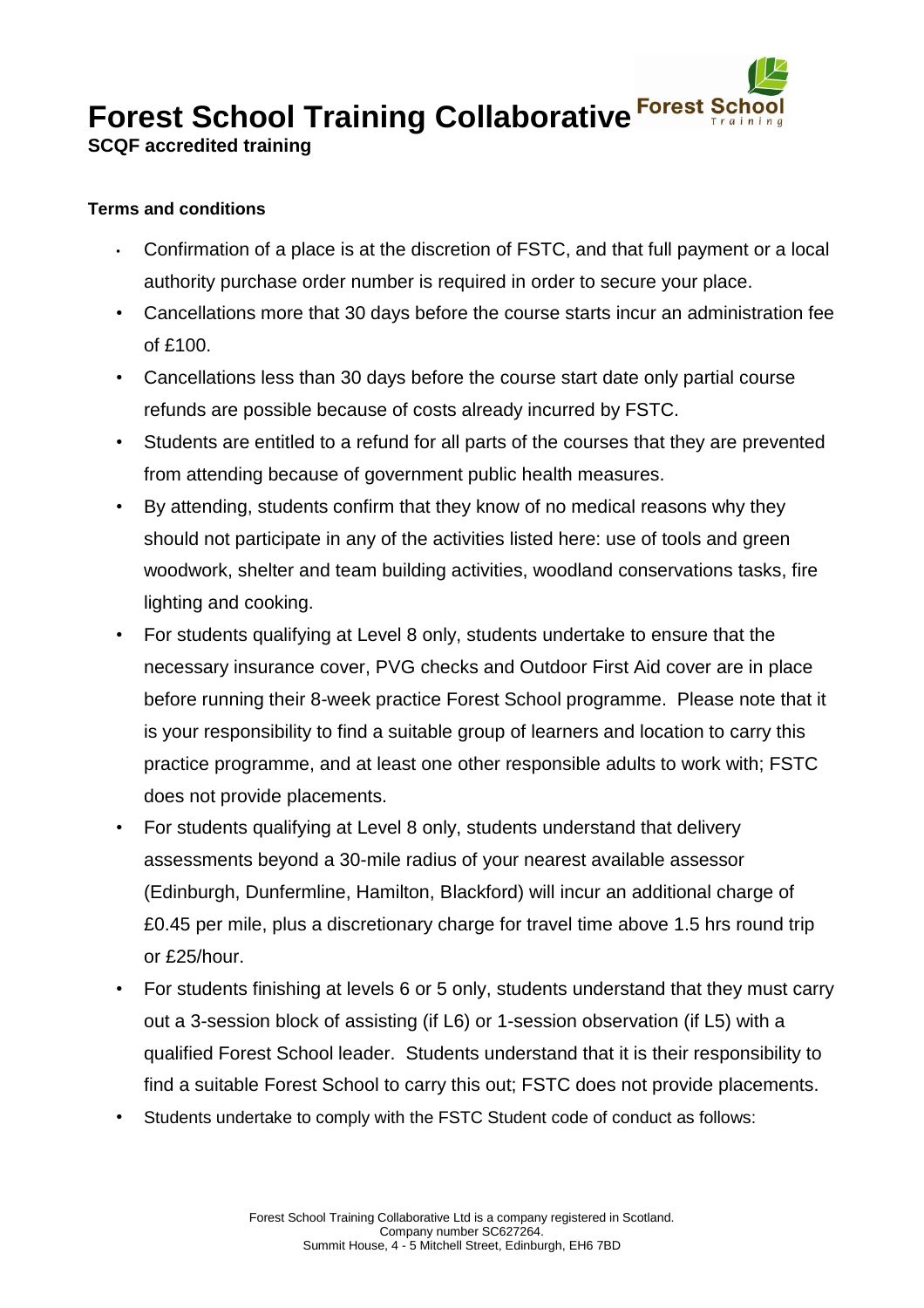# Forest School Training Collaborative

**SCQF accredited training**

**Terms and conditions**

- Confirmation of a place is at the discretion of FSTC, and that full payment or a local authority purchase order number is required in order to secure your place.
- Cancellations more that 30 days before the course starts incur an administration fee of £100.
- Cancellations less than 30 days before the course start date only partial course refunds are possible because of costs already incurred by FSTC.
- Students are entitled to a refund for all parts of the courses that they are prevented from attending because of government public health measures.
- By attending, students confirm that they know of no medical reasons why they should not participate in any of the activities listed here: use of tools and green woodwork, shelter and team building activities, woodland conservations tasks, fire lighting and cooking.
- For students qualifying at Level 8 only, students undertake to ensure that the necessary insurance cover, PVG checks and Outdoor First Aid cover are in place before running their 8-week practice Forest School programme. Please note that it is your responsibility to find a suitable group of learners and location to carry this practice programme, and at least one other responsible adults to work with; FSTC does not provide placements.
- For students qualifying at Level 8 only, students understand that delivery assessments beyond a 30-mile radius of your nearest available assessor (Edinburgh, Dunfermline, Hamilton, Blackford) will incur an additional charge of £0.45 per mile, plus a discretionary charge for travel time above 1.5 hrs round trip or £25/hour.
- For students finishing at levels 6 or 5 only, students understand that they must carry out a 3-session block of assisting (if L6) or 1-session observation (if L5) with a qualified Forest School leader. Students understand that it is their responsibility to find a suitable Forest School to carry this out; FSTC does not provide placements.
- Students undertake to comply with the FSTC Student code of conduct as follows:

Forest School Training Collaborative Ltd is a company registered in Scotland.
Company number SC627264.
Summit House, 4 - 5 Mitchell Street, Edinburgh, EH6 7BD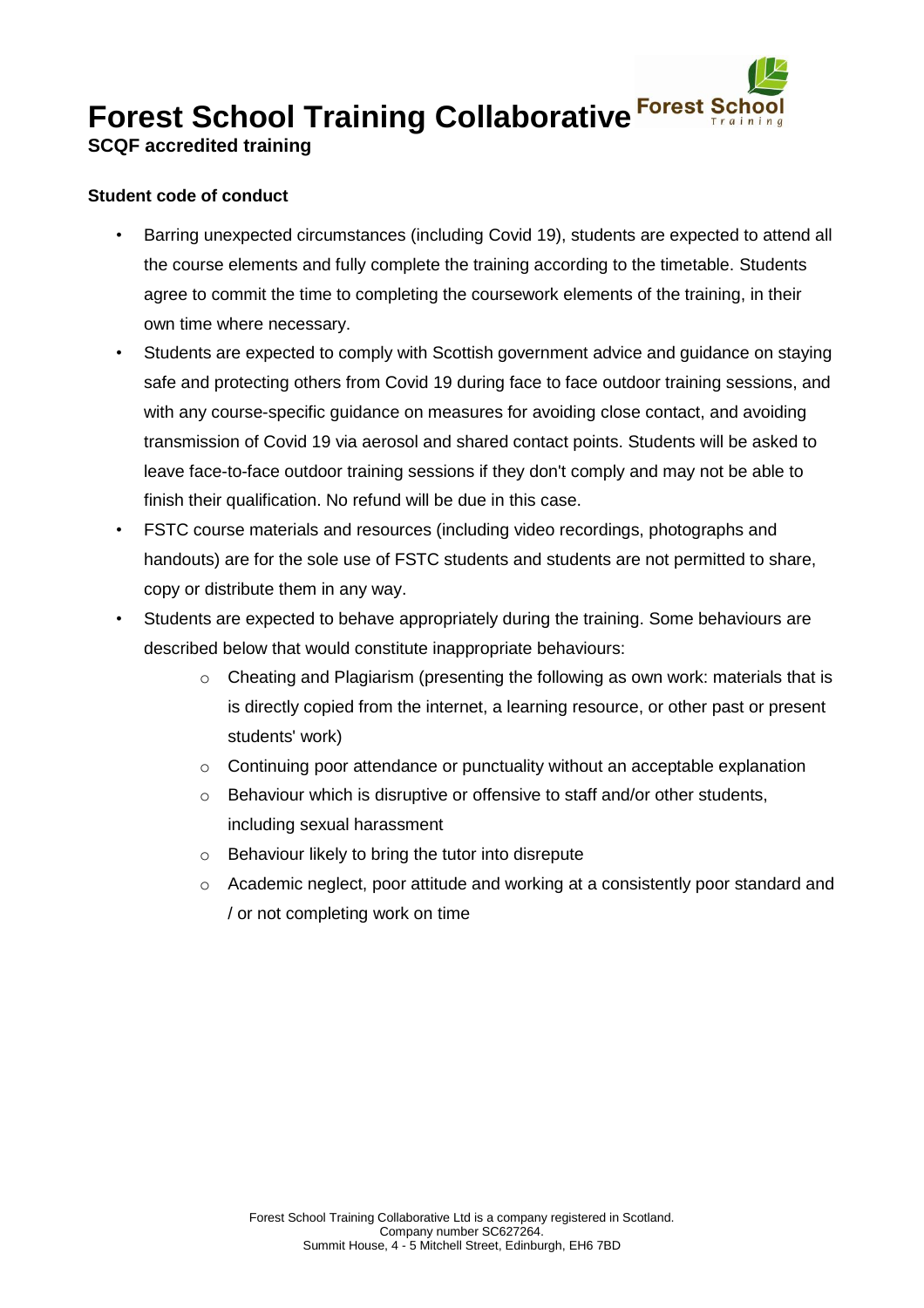# Forest School Training Collaborative

**SCQF accredited training**

**Student code of conduct**

- Barring unexpected circumstances (including Covid 19), students are expected to attend all the course elements and fully complete the training according to the timetable. Students agree to commit the time to completing the coursework elements of the training, in their own time where necessary.
- Students are expected to comply with Scottish government advice and guidance on staying safe and protecting others from Covid 19 during face to face outdoor training sessions, and with any course-specific guidance on measures for avoiding close contact, and avoiding transmission of Covid 19 via aerosol and shared contact points. Students will be asked to leave face-to-face outdoor training sessions if they don't comply and may not be able to finish their qualification. No refund will be due in this case.
- FSTC course materials and resources (including video recordings, photographs and handouts) are for the sole use of FSTC students and students are not permitted to share, copy or distribute them in any way.
- Students are expected to behave appropriately during the training. Some behaviours are described below that would constitute inappropriate behaviours:
  - Cheating and Plagiarism (presenting the following as own work: materials that is is directly copied from the internet, a learning resource, or other past or present students' work)
  - Continuing poor attendance or punctuality without an acceptable explanation
  - Behaviour which is disruptive or offensive to staff and/or other students, including sexual harassment
  - Behaviour likely to bring the tutor into disrepute
  - Academic neglect, poor attitude and working at a consistently poor standard and / or not completing work on time

Forest School Training Collaborative Ltd is a company registered in Scotland.
Company number SC627264.
Summit House, 4 - 5 Mitchell Street, Edinburgh, EH6 7BD